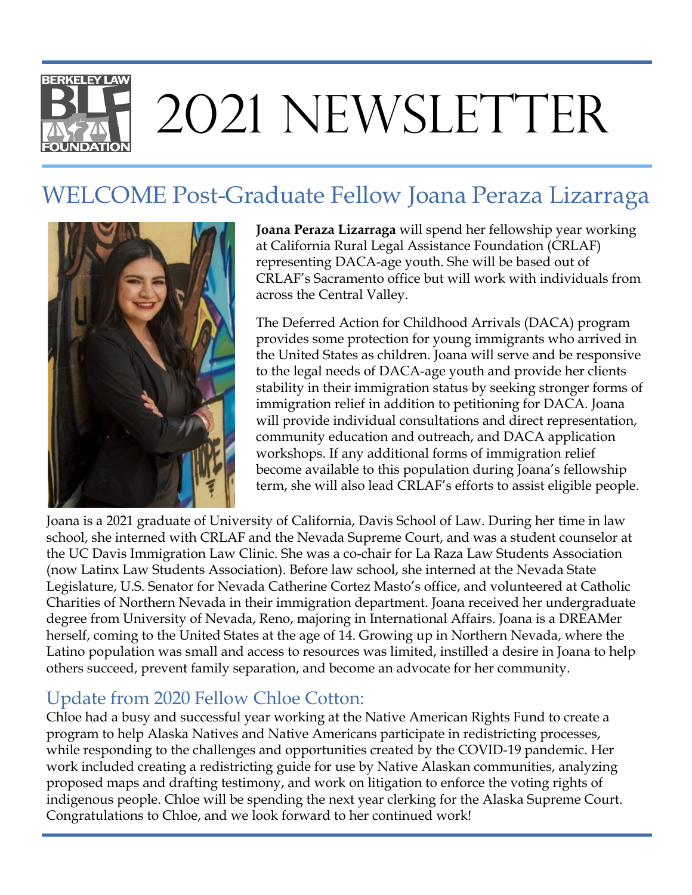# 2021 NEWSLETTER

## WELCOME Post-Graduate Fellow Joana Peraza Lizarraga

**Joana Peraza Lizarraga** will spend her fellowship year working at California Rural Legal Assistance Foundation (CRLAF) representing DACA-age youth. She will be based out of CRLAF's Sacramento office but will work with individuals from across the Central Valley.

The Deferred Action for Childhood Arrivals (DACA) program provides some protection for young immigrants who arrived in the United States as children. Joana will serve and be responsive to the legal needs of DACA-age youth and provide her clients stability in their immigration status by seeking stronger forms of immigration relief in addition to petitioning for DACA. Joana will provide individual consultations and direct representation, community education and outreach, and DACA application workshops. If any additional forms of immigration relief become available to this population during Joana's fellowship term, she will also lead CRLAF's efforts to assist eligible people.

Joana is a 2021 graduate of University of California, Davis School of Law. During her time in law school, she interned with CRLAF and the Nevada Supreme Court, and was a student counselor at the UC Davis Immigration Law Clinic. She was a co-chair for La Raza Law Students Association (now Latinx Law Students Association). Before law school, she interned at the Nevada State Legislature, U.S. Senator for Nevada Catherine Cortez Masto's office, and volunteered at Catholic Charities of Northern Nevada in their immigration department. Joana received her undergraduate degree from University of Nevada, Reno, majoring in International Affairs. Joana is a DREAMer herself, coming to the United States at the age of 14. Growing up in Northern Nevada, where the Latino population was small and access to resources was limited, instilled a desire in Joana to help others succeed, prevent family separation, and become an advocate for her community.

### Update from 2020 Fellow Chloe Cotton:

Chloe had a busy and successful year working at the Native American Rights Fund to create a program to help Alaska Natives and Native Americans participate in redistricting processes, while responding to the challenges and opportunities created by the COVID-19 pandemic. Her work included creating a redistricting guide for use by Native Alaskan communities, analyzing proposed maps and drafting testimony, and work on litigation to enforce the voting rights of indigenous people. Chloe will be spending the next year clerking for the Alaska Supreme Court. Congratulations to Chloe, and we look forward to her continued work!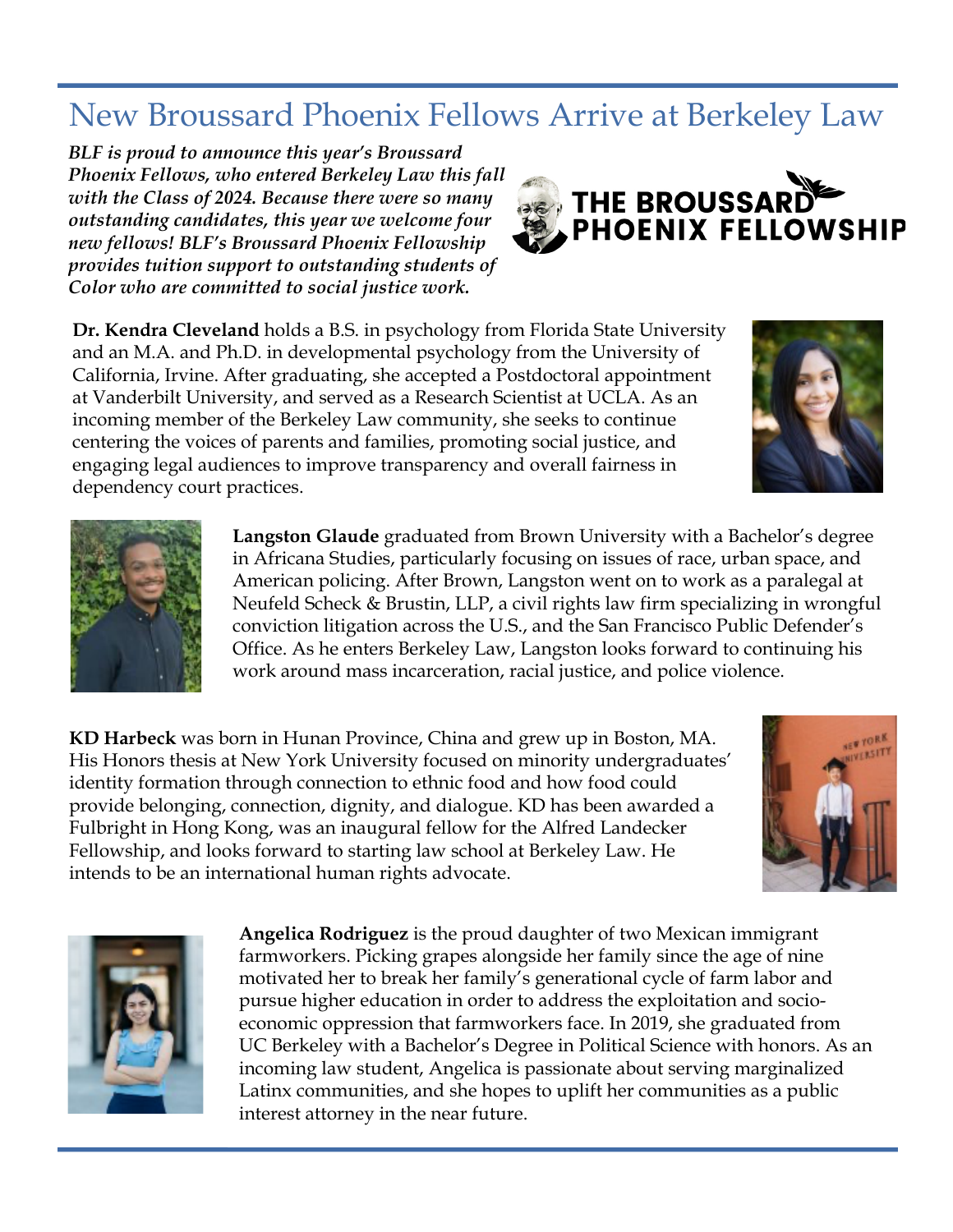# New Broussard Phoenix Fellows Arrive at Berkeley Law

***BLF is proud to announce this year's Broussard Phoenix Fellows, who entered Berkeley Law this fall with the Class of 2024. Because there were so many outstanding candidates, this year we welcome four new fellows! BLF's Broussard Phoenix Fellowship provides tuition support to outstanding students of Color who are committed to social justice work.***

THE BROUSSARD PHOENIX FELLOWSHIP

**Dr. Kendra Cleveland** holds a B.S. in psychology from Florida State University and an M.A. and Ph.D. in developmental psychology from the University of California, Irvine. After graduating, she accepted a Postdoctoral appointment at Vanderbilt University, and served as a Research Scientist at UCLA. As an incoming member of the Berkeley Law community, she seeks to continue centering the voices of parents and families, promoting social justice, and engaging legal audiences to improve transparency and overall fairness in dependency court practices.

**Langston Glaude** graduated from Brown University with a Bachelor's degree in Africana Studies, particularly focusing on issues of race, urban space, and American policing. After Brown, Langston went on to work as a paralegal at Neufeld Scheck & Brustin, LLP, a civil rights law firm specializing in wrongful conviction litigation across the U.S., and the San Francisco Public Defender's Office. As he enters Berkeley Law, Langston looks forward to continuing his work around mass incarceration, racial justice, and police violence.

**KD Harbeck** was born in Hunan Province, China and grew up in Boston, MA. His Honors thesis at New York University focused on minority undergraduates' identity formation through connection to ethnic food and how food could provide belonging, connection, dignity, and dialogue. KD has been awarded a Fulbright in Hong Kong, was an inaugural fellow for the Alfred Landecker Fellowship, and looks forward to starting law school at Berkeley Law. He intends to be an international human rights advocate.

**Angelica Rodriguez** is the proud daughter of two Mexican immigrant farmworkers. Picking grapes alongside her family since the age of nine motivated her to break her family's generational cycle of farm labor and pursue higher education in order to address the exploitation and socio-economic oppression that farmworkers face. In 2019, she graduated from UC Berkeley with a Bachelor's Degree in Political Science with honors. As an incoming law student, Angelica is passionate about serving marginalized Latinx communities, and she hopes to uplift her communities as a public interest attorney in the near future.